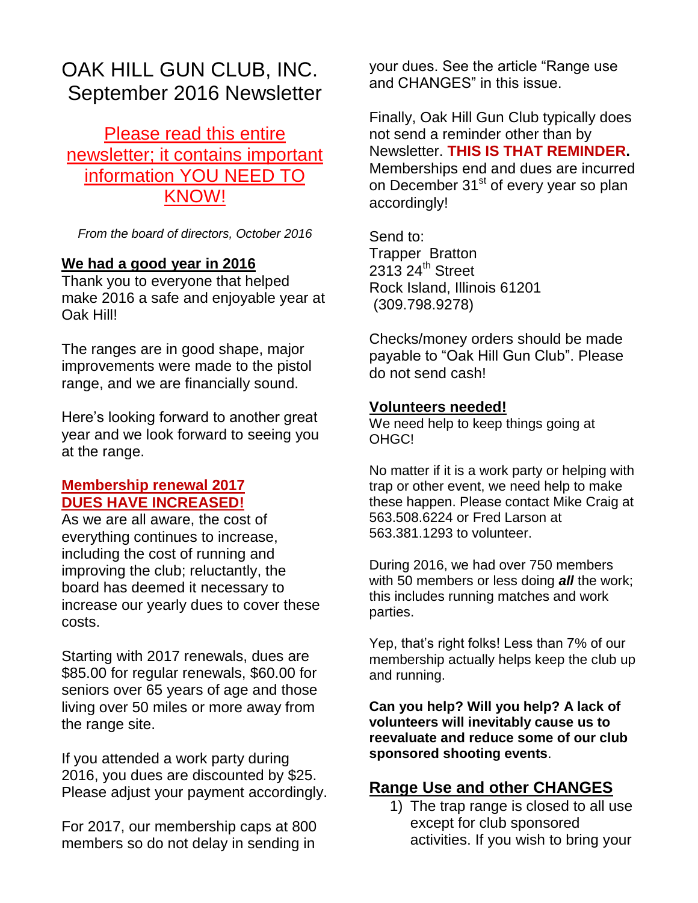# OAK HILL GUN CLUB, INC.
# September 2016 Newsletter

**Please read this entire newsletter; it contains important information YOU NEED TO KNOW!**

*From the board of directors, October 2016*

## We had a good year in 2016

Thank you to everyone that helped make 2016 a safe and enjoyable year at Oak Hill!

The ranges are in good shape, major improvements were made to the pistol range, and we are financially sound.

Here's looking forward to another great year and we look forward to seeing you at the range.

## Membership renewal 2017
## DUES HAVE INCREASED!

As we are all aware, the cost of everything continues to increase, including the cost of running and improving the club; reluctantly, the board has deemed it necessary to increase our yearly dues to cover these costs.

Starting with 2017 renewals, dues are \$85.00 for regular renewals, \$60.00 for seniors over 65 years of age and those living over 50 miles or more away from the range site.

If you attended a work party during 2016, you dues are discounted by \$25. Please adjust your payment accordingly.

For 2017, our membership caps at 800 members so do not delay in sending in your dues. See the article "Range use and CHANGES" in this issue.

Finally, Oak Hill Gun Club typically does not send a reminder other than by Newsletter. **THIS IS THAT REMINDER.** Memberships end and dues are incurred on December 31st of every year so plan accordingly!

Send to:
Trapper Bratton
2313 24th Street
Rock Island, Illinois 61201
(309.798.9278)

Checks/money orders should be made payable to "Oak Hill Gun Club". Please do not send cash!

## Volunteers needed!

We need help to keep things going at OHGC!

No matter if it is a work party or helping with trap or other event, we need help to make these happen. Please contact Mike Craig at 563.508.6224 or Fred Larson at 563.381.1293 to volunteer.

During 2016, we had over 750 members with 50 members or less doing ***all*** the work; this includes running matches and work parties.

Yep, that's right folks! Less than 7% of our membership actually helps keep the club up and running.

**Can you help? Will you help? A lack of volunteers will inevitably cause us to reevaluate and reduce some of our club sponsored shooting events**.

## Range Use and other CHANGES

1) The trap range is closed to all use except for club sponsored activities. If you wish to bring your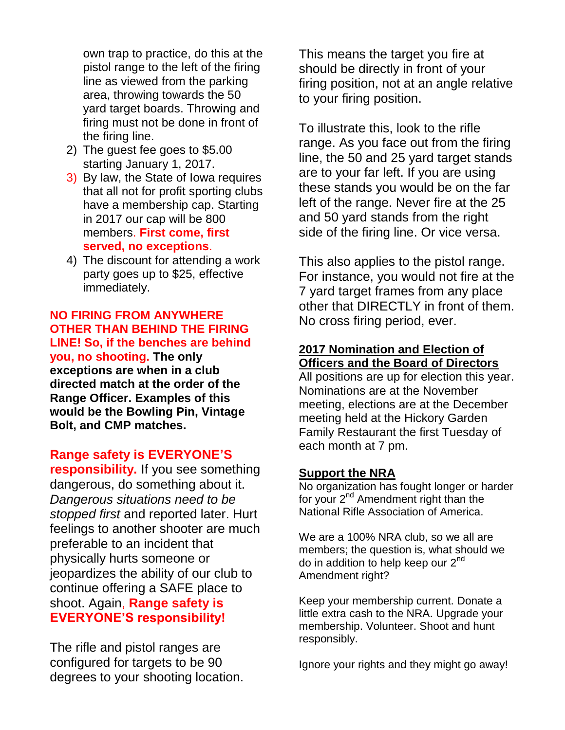own trap to practice, do this at the pistol range to the left of the firing line as viewed from the parking area, throwing towards the 50 yard target boards. Throwing and firing must not be done in front of the firing line.

2) The guest fee goes to $5.00 starting January 1, 2017.
3) By law, the State of Iowa requires that all not for profit sporting clubs have a membership cap. Starting in 2017 our cap will be 800 members. **First come, first served, no exceptions**.
4) The discount for attending a work party goes up to $25, effective immediately.

**NO FIRING FROM ANYWHERE OTHER THAN BEHIND THE FIRING LINE! So, if the benches are behind you, no shooting. The only exceptions are when in a club directed match at the order of the Range Officer. Examples of this would be the Bowling Pin, Vintage Bolt, and CMP matches.**

**Range safety is EVERYONE'S responsibility.** If you see something dangerous, do something about it. *Dangerous situations need to be stopped first* and reported later. Hurt feelings to another shooter are much preferable to an incident that physically hurts someone or jeopardizes the ability of our club to continue offering a SAFE place to shoot. Again, **Range safety is EVERYONE'S responsibility!**

The rifle and pistol ranges are configured for targets to be 90 degrees to your shooting location. This means the target you fire at should be directly in front of your firing position, not at an angle relative to your firing position.

To illustrate this, look to the rifle range. As you face out from the firing line, the 50 and 25 yard target stands are to your far left. If you are using these stands you would be on the far left of the range. Never fire at the 25 and 50 yard stands from the right side of the firing line. Or vice versa.

This also applies to the pistol range. For instance, you would not fire at the 7 yard target frames from any place other that DIRECTLY in front of them. No cross firing period, ever.

## 2017 Nomination and Election of Officers and the Board of Directors

All positions are up for election this year. Nominations are at the November meeting, elections are at the December meeting held at the Hickory Garden Family Restaurant the first Tuesday of each month at 7 pm.

## Support the NRA

No organization has fought longer or harder for your 2nd Amendment right than the National Rifle Association of America.

We are a 100% NRA club, so we all are members; the question is, what should we do in addition to help keep our 2nd Amendment right?

Keep your membership current. Donate a little extra cash to the NRA. Upgrade your membership. Volunteer. Shoot and hunt responsibly.

Ignore your rights and they might go away!